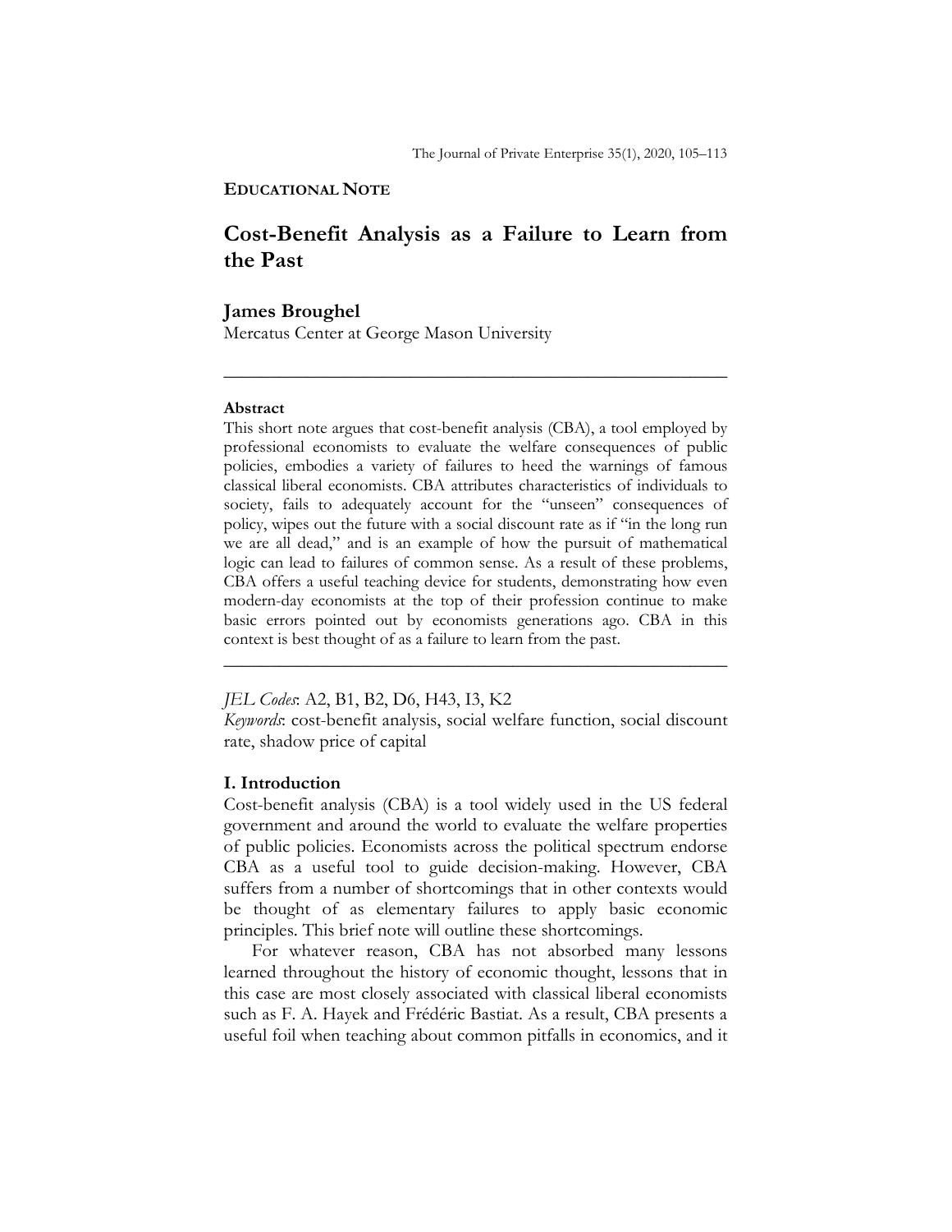**EDUCATIONAL NOTE**

# Cost-Benefit Analysis as a Failure to Learn from the Past

## James Broughel

Mercatus Center at George Mason University

---

**Abstract**

This short note argues that cost-benefit analysis (CBA), a tool employed by professional economists to evaluate the welfare consequences of public policies, embodies a variety of failures to heed the warnings of famous classical liberal economists. CBA attributes characteristics of individuals to society, fails to adequately account for the "unseen" consequences of policy, wipes out the future with a social discount rate as if "in the long run we are all dead," and is an example of how the pursuit of mathematical logic can lead to failures of common sense. As a result of these problems, CBA offers a useful teaching device for students, demonstrating how even modern-day economists at the top of their profession continue to make basic errors pointed out by economists generations ago. CBA in this context is best thought of as a failure to learn from the past.

---

*JEL Codes*: A2, B1, B2, D6, H43, I3, K2
*Keywords*: cost-benefit analysis, social welfare function, social discount rate, shadow price of capital

## I. Introduction

Cost-benefit analysis (CBA) is a tool widely used in the US federal government and around the world to evaluate the welfare properties of public policies. Economists across the political spectrum endorse CBA as a useful tool to guide decision-making. However, CBA suffers from a number of shortcomings that in other contexts would be thought of as elementary failures to apply basic economic principles. This brief note will outline these shortcomings.

For whatever reason, CBA has not absorbed many lessons learned throughout the history of economic thought, lessons that in this case are most closely associated with classical liberal economists such as F. A. Hayek and Frédéric Bastiat. As a result, CBA presents a useful foil when teaching about common pitfalls in economics, and it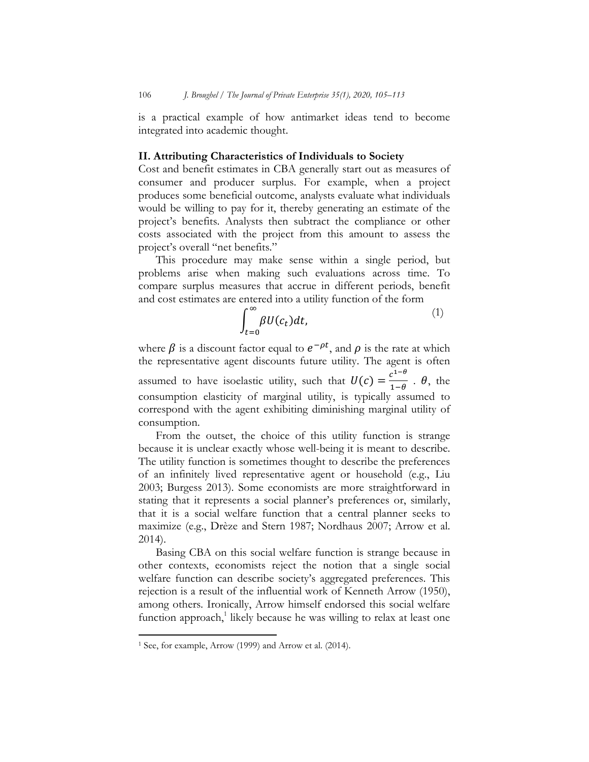is a practical example of how antimarket ideas tend to become integrated into academic thought.

## II. Attributing Characteristics of Individuals to Society

Cost and benefit estimates in CBA generally start out as measures of consumer and producer surplus. For example, when a project produces some beneficial outcome, analysts evaluate what individuals would be willing to pay for it, thereby generating an estimate of the project's benefits. Analysts then subtract the compliance or other costs associated with the project from this amount to assess the project's overall "net benefits."

This procedure may make sense within a single period, but problems arise when making such evaluations across time. To compare surplus measures that accrue in different periods, benefit and cost estimates are entered into a utility function of the form

$$\int_{t=0}^{\infty} \beta U(c_t) dt, \tag{1}$$

where $\beta$ is a discount factor equal to $e^{-\rho t}$, and $\rho$ is the rate at which the representative agent discounts future utility. The agent is often assumed to have isoelastic utility, such that $U(c) = \frac{c^{1-\theta}}{1-\theta}$ . $\theta$, the consumption elasticity of marginal utility, is typically assumed to correspond with the agent exhibiting diminishing marginal utility of consumption.

From the outset, the choice of this utility function is strange because it is unclear exactly whose well-being it is meant to describe. The utility function is sometimes thought to describe the preferences of an infinitely lived representative agent or household (e.g., Liu 2003; Burgess 2013). Some economists are more straightforward in stating that it represents a social planner's preferences or, similarly, that it is a social welfare function that a central planner seeks to maximize (e.g., Drèze and Stern 1987; Nordhaus 2007; Arrow et al. 2014).

Basing CBA on this social welfare function is strange because in other contexts, economists reject the notion that a single social welfare function can describe society's aggregated preferences. This rejection is a result of the influential work of Kenneth Arrow (1950), among others. Ironically, Arrow himself endorsed this social welfare function approach,[1] likely because he was willing to relax at least one

[1] See, for example, Arrow (1999) and Arrow et al. (2014).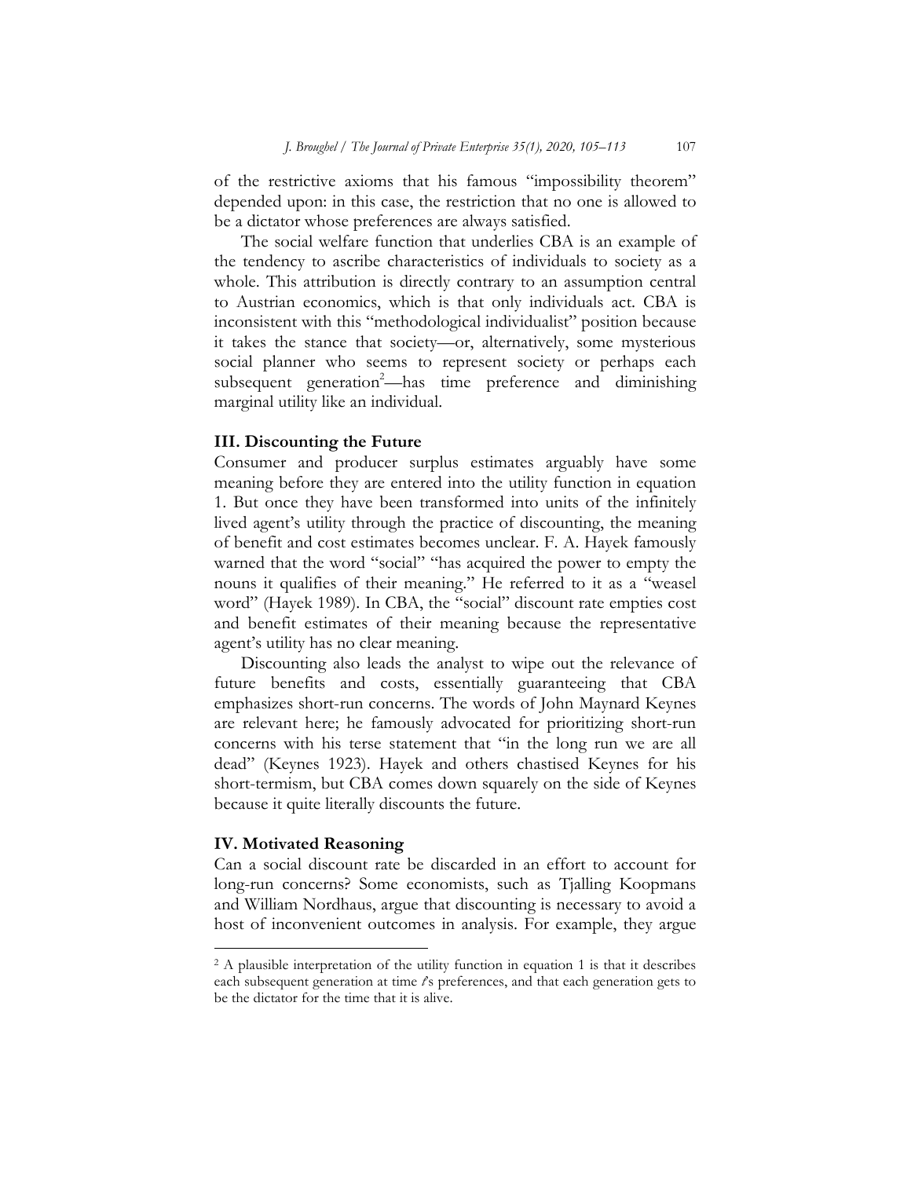of the restrictive axioms that his famous "impossibility theorem" depended upon: in this case, the restriction that no one is allowed to be a dictator whose preferences are always satisfied.

The social welfare function that underlies CBA is an example of the tendency to ascribe characteristics of individuals to society as a whole. This attribution is directly contrary to an assumption central to Austrian economics, which is that only individuals act. CBA is inconsistent with this "methodological individualist" position because it takes the stance that society—or, alternatively, some mysterious social planner who seems to represent society or perhaps each subsequent generation[2]—has time preference and diminishing marginal utility like an individual.

## III. Discounting the Future

Consumer and producer surplus estimates arguably have some meaning before they are entered into the utility function in equation 1. But once they have been transformed into units of the infinitely lived agent's utility through the practice of discounting, the meaning of benefit and cost estimates becomes unclear. F. A. Hayek famously warned that the word "social" "has acquired the power to empty the nouns it qualifies of their meaning." He referred to it as a "weasel word" (Hayek 1989). In CBA, the "social" discount rate empties cost and benefit estimates of their meaning because the representative agent's utility has no clear meaning.

Discounting also leads the analyst to wipe out the relevance of future benefits and costs, essentially guaranteeing that CBA emphasizes short-run concerns. The words of John Maynard Keynes are relevant here; he famously advocated for prioritizing short-run concerns with his terse statement that "in the long run we are all dead" (Keynes 1923). Hayek and others chastised Keynes for his short-termism, but CBA comes down squarely on the side of Keynes because it quite literally discounts the future.

## IV. Motivated Reasoning

Can a social discount rate be discarded in an effort to account for long-run concerns? Some economists, such as Tjalling Koopmans and William Nordhaus, argue that discounting is necessary to avoid a host of inconvenient outcomes in analysis. For example, they argue

---

[2] A plausible interpretation of the utility function in equation 1 is that it describes each subsequent generation at time *t*'s preferences, and that each generation gets to be the dictator for the time that it is alive.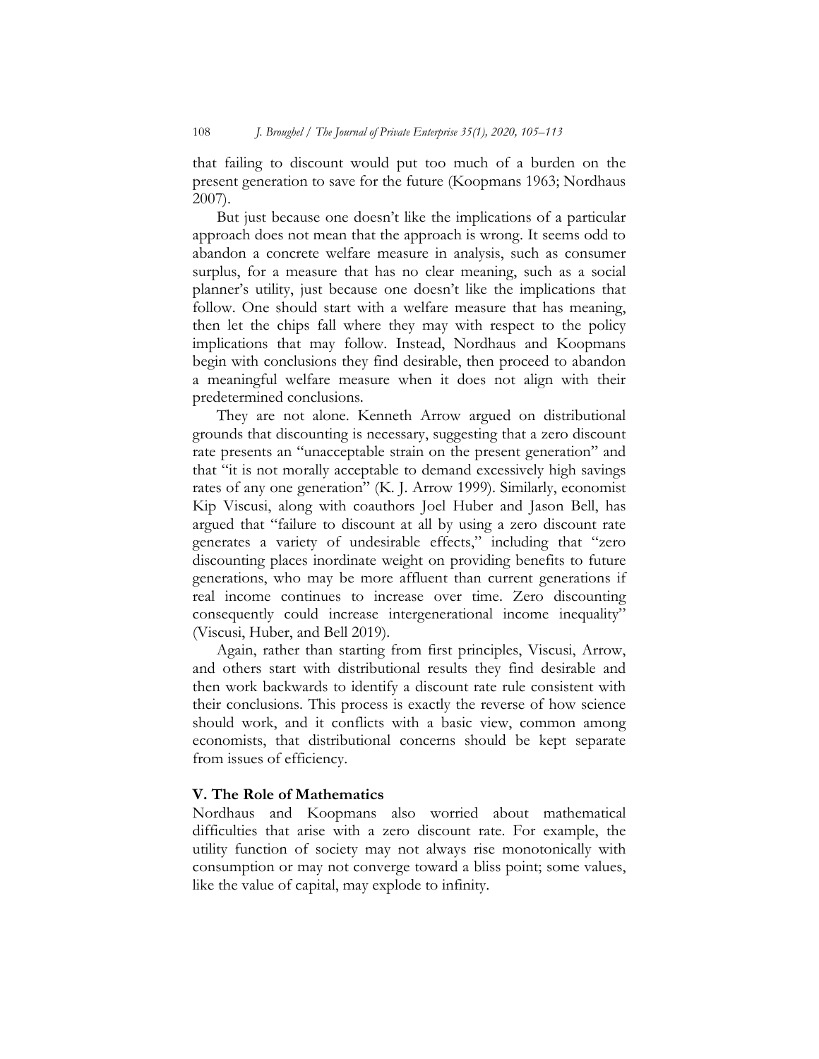that failing to discount would put too much of a burden on the present generation to save for the future (Koopmans 1963; Nordhaus 2007).

But just because one doesn't like the implications of a particular approach does not mean that the approach is wrong. It seems odd to abandon a concrete welfare measure in analysis, such as consumer surplus, for a measure that has no clear meaning, such as a social planner's utility, just because one doesn't like the implications that follow. One should start with a welfare measure that has meaning, then let the chips fall where they may with respect to the policy implications that may follow. Instead, Nordhaus and Koopmans begin with conclusions they find desirable, then proceed to abandon a meaningful welfare measure when it does not align with their predetermined conclusions.

They are not alone. Kenneth Arrow argued on distributional grounds that discounting is necessary, suggesting that a zero discount rate presents an "unacceptable strain on the present generation" and that "it is not morally acceptable to demand excessively high savings rates of any one generation" (K. J. Arrow 1999). Similarly, economist Kip Viscusi, along with coauthors Joel Huber and Jason Bell, has argued that "failure to discount at all by using a zero discount rate generates a variety of undesirable effects," including that "zero discounting places inordinate weight on providing benefits to future generations, who may be more affluent than current generations if real income continues to increase over time. Zero discounting consequently could increase intergenerational income inequality" (Viscusi, Huber, and Bell 2019).

Again, rather than starting from first principles, Viscusi, Arrow, and others start with distributional results they find desirable and then work backwards to identify a discount rate rule consistent with their conclusions. This process is exactly the reverse of how science should work, and it conflicts with a basic view, common among economists, that distributional concerns should be kept separate from issues of efficiency.

## V. The Role of Mathematics

Nordhaus and Koopmans also worried about mathematical difficulties that arise with a zero discount rate. For example, the utility function of society may not always rise monotonically with consumption or may not converge toward a bliss point; some values, like the value of capital, may explode to infinity.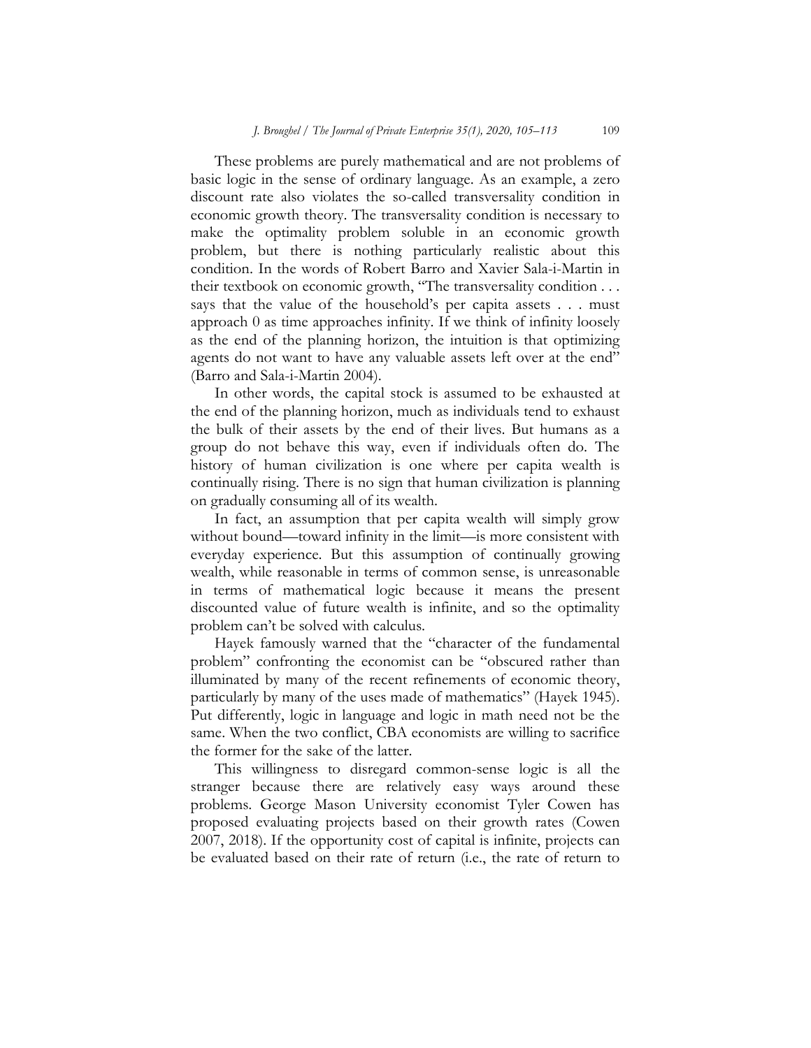These problems are purely mathematical and are not problems of basic logic in the sense of ordinary language. As an example, a zero discount rate also violates the so-called transversality condition in economic growth theory. The transversality condition is necessary to make the optimality problem soluble in an economic growth problem, but there is nothing particularly realistic about this condition. In the words of Robert Barro and Xavier Sala-i-Martin in their textbook on economic growth, "The transversality condition . . . says that the value of the household's per capita assets . . . must approach 0 as time approaches infinity. If we think of infinity loosely as the end of the planning horizon, the intuition is that optimizing agents do not want to have any valuable assets left over at the end" (Barro and Sala-i-Martin 2004).

In other words, the capital stock is assumed to be exhausted at the end of the planning horizon, much as individuals tend to exhaust the bulk of their assets by the end of their lives. But humans as a group do not behave this way, even if individuals often do. The history of human civilization is one where per capita wealth is continually rising. There is no sign that human civilization is planning on gradually consuming all of its wealth.

In fact, an assumption that per capita wealth will simply grow without bound—toward infinity in the limit—is more consistent with everyday experience. But this assumption of continually growing wealth, while reasonable in terms of common sense, is unreasonable in terms of mathematical logic because it means the present discounted value of future wealth is infinite, and so the optimality problem can't be solved with calculus.

Hayek famously warned that the "character of the fundamental problem" confronting the economist can be "obscured rather than illuminated by many of the recent refinements of economic theory, particularly by many of the uses made of mathematics" (Hayek 1945). Put differently, logic in language and logic in math need not be the same. When the two conflict, CBA economists are willing to sacrifice the former for the sake of the latter.

This willingness to disregard common-sense logic is all the stranger because there are relatively easy ways around these problems. George Mason University economist Tyler Cowen has proposed evaluating projects based on their growth rates (Cowen 2007, 2018). If the opportunity cost of capital is infinite, projects can be evaluated based on their rate of return (i.e., the rate of return to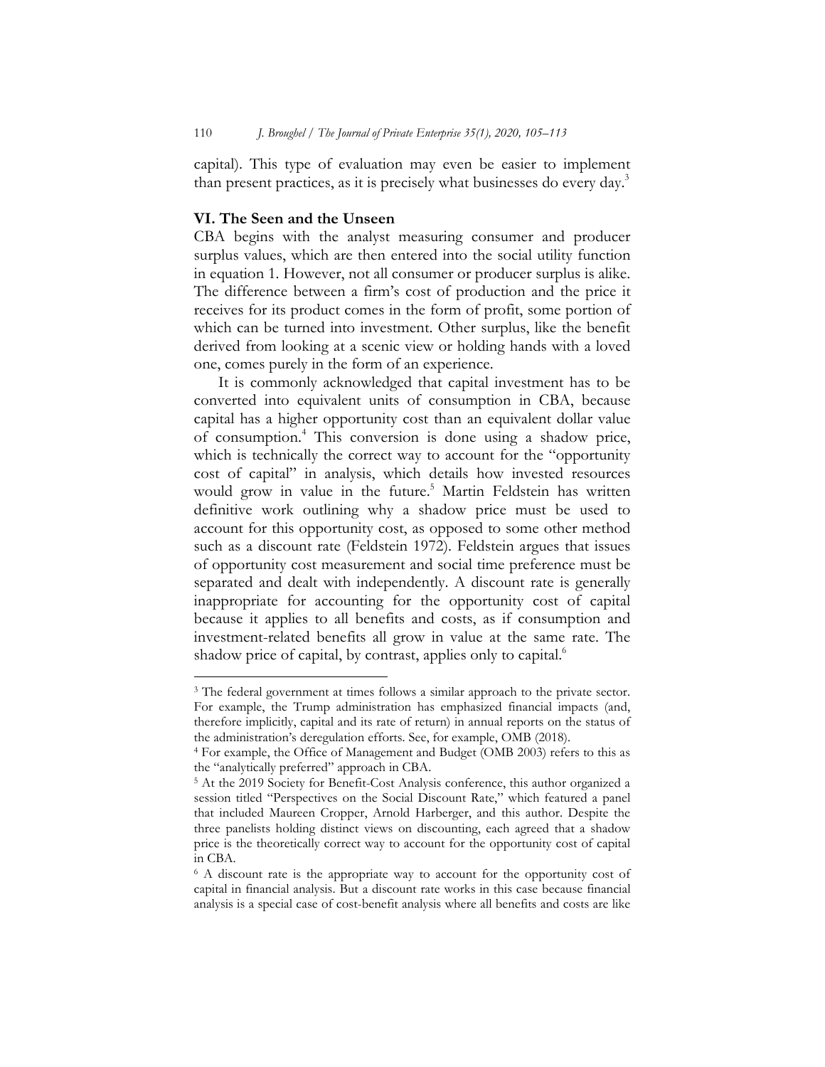capital). This type of evaluation may even be easier to implement than present practices, as it is precisely what businesses do every day.[3]

## VI. The Seen and the Unseen

CBA begins with the analyst measuring consumer and producer surplus values, which are then entered into the social utility function in equation 1. However, not all consumer or producer surplus is alike. The difference between a firm's cost of production and the price it receives for its product comes in the form of profit, some portion of which can be turned into investment. Other surplus, like the benefit derived from looking at a scenic view or holding hands with a loved one, comes purely in the form of an experience.

It is commonly acknowledged that capital investment has to be converted into equivalent units of consumption in CBA, because capital has a higher opportunity cost than an equivalent dollar value of consumption.[4] This conversion is done using a shadow price, which is technically the correct way to account for the "opportunity cost of capital" in analysis, which details how invested resources would grow in value in the future.[5] Martin Feldstein has written definitive work outlining why a shadow price must be used to account for this opportunity cost, as opposed to some other method such as a discount rate (Feldstein 1972). Feldstein argues that issues of opportunity cost measurement and social time preference must be separated and dealt with independently. A discount rate is generally inappropriate for accounting for the opportunity cost of capital because it applies to all benefits and costs, as if consumption and investment-related benefits all grow in value at the same rate. The shadow price of capital, by contrast, applies only to capital.[6]

---

[3] The federal government at times follows a similar approach to the private sector. For example, the Trump administration has emphasized financial impacts (and, therefore implicitly, capital and its rate of return) in annual reports on the status of the administration's deregulation efforts. See, for example, OMB (2018).

[4] For example, the Office of Management and Budget (OMB 2003) refers to this as the "analytically preferred" approach in CBA.

[5] At the 2019 Society for Benefit-Cost Analysis conference, this author organized a session titled "Perspectives on the Social Discount Rate," which featured a panel that included Maureen Cropper, Arnold Harberger, and this author. Despite the three panelists holding distinct views on discounting, each agreed that a shadow price is the theoretically correct way to account for the opportunity cost of capital in CBA.

[6] A discount rate is the appropriate way to account for the opportunity cost of capital in financial analysis. But a discount rate works in this case because financial analysis is a special case of cost-benefit analysis where all benefits and costs are like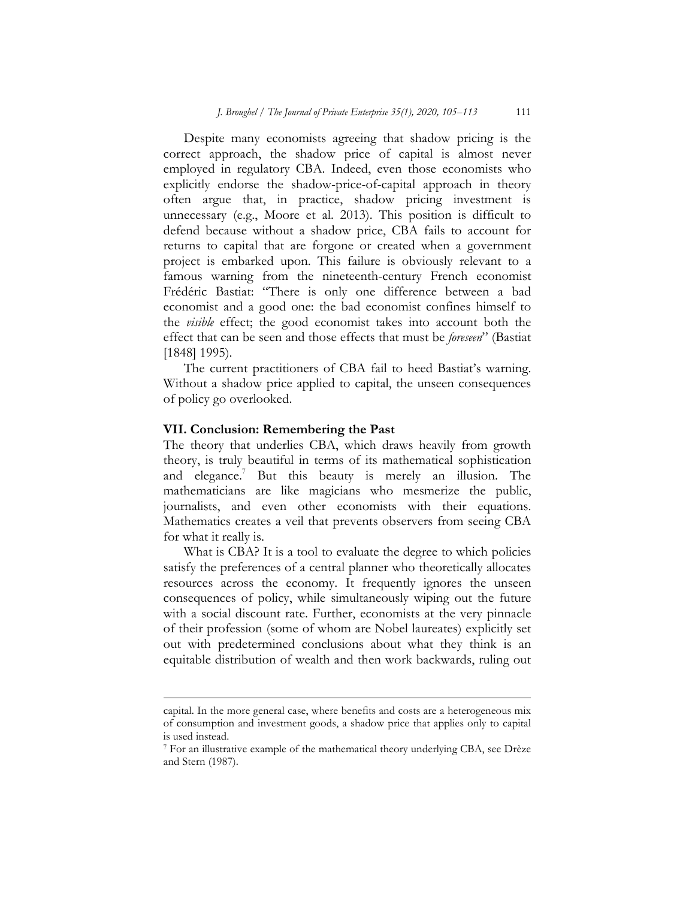Despite many economists agreeing that shadow pricing is the correct approach, the shadow price of capital is almost never employed in regulatory CBA. Indeed, even those economists who explicitly endorse the shadow-price-of-capital approach in theory often argue that, in practice, shadow pricing investment is unnecessary (e.g., Moore et al. 2013). This position is difficult to defend because without a shadow price, CBA fails to account for returns to capital that are forgone or created when a government project is embarked upon. This failure is obviously relevant to a famous warning from the nineteenth-century French economist Frédéric Bastiat: "There is only one difference between a bad economist and a good one: the bad economist confines himself to the *visible* effect; the good economist takes into account both the effect that can be seen and those effects that must be *foreseen*" (Bastiat [1848] 1995).

The current practitioners of CBA fail to heed Bastiat's warning. Without a shadow price applied to capital, the unseen consequences of policy go overlooked.

## VII. Conclusion: Remembering the Past

The theory that underlies CBA, which draws heavily from growth theory, is truly beautiful in terms of its mathematical sophistication and elegance.[7] But this beauty is merely an illusion. The mathematicians are like magicians who mesmerize the public, journalists, and even other economists with their equations. Mathematics creates a veil that prevents observers from seeing CBA for what it really is.

What is CBA? It is a tool to evaluate the degree to which policies satisfy the preferences of a central planner who theoretically allocates resources across the economy. It frequently ignores the unseen consequences of policy, while simultaneously wiping out the future with a social discount rate. Further, economists at the very pinnacle of their profession (some of whom are Nobel laureates) explicitly set out with predetermined conclusions about what they think is an equitable distribution of wealth and then work backwards, ruling out

---

capital. In the more general case, where benefits and costs are a heterogeneous mix of consumption and investment goods, a shadow price that applies only to capital is used instead.

[7] For an illustrative example of the mathematical theory underlying CBA, see Drèze and Stern (1987).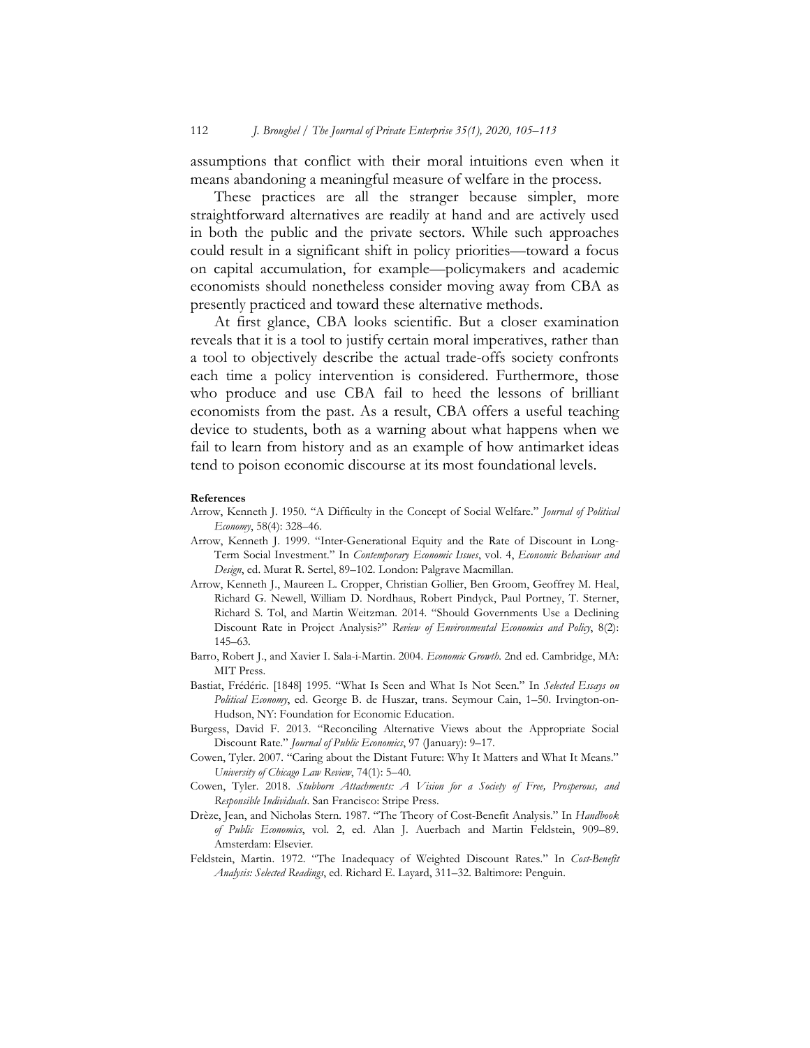assumptions that conflict with their moral intuitions even when it means abandoning a meaningful measure of welfare in the process.

These practices are all the stranger because simpler, more straightforward alternatives are readily at hand and are actively used in both the public and the private sectors. While such approaches could result in a significant shift in policy priorities—toward a focus on capital accumulation, for example—policymakers and academic economists should nonetheless consider moving away from CBA as presently practiced and toward these alternative methods.

At first glance, CBA looks scientific. But a closer examination reveals that it is a tool to justify certain moral imperatives, rather than a tool to objectively describe the actual trade-offs society confronts each time a policy intervention is considered. Furthermore, those who produce and use CBA fail to heed the lessons of brilliant economists from the past. As a result, CBA offers a useful teaching device to students, both as a warning about what happens when we fail to learn from history and as an example of how antimarket ideas tend to poison economic discourse at its most foundational levels.

**References**

Arrow, Kenneth J. 1950. "A Difficulty in the Concept of Social Welfare." *Journal of Political Economy*, 58(4): 328–46.

Arrow, Kenneth J. 1999. "Inter-Generational Equity and the Rate of Discount in Long-Term Social Investment." In *Contemporary Economic Issues*, vol. 4, *Economic Behaviour and Design*, ed. Murat R. Sertel, 89–102. London: Palgrave Macmillan.

Arrow, Kenneth J., Maureen L. Cropper, Christian Gollier, Ben Groom, Geoffrey M. Heal, Richard G. Newell, William D. Nordhaus, Robert Pindyck, Paul Portney, T. Sterner, Richard S. Tol, and Martin Weitzman. 2014. "Should Governments Use a Declining Discount Rate in Project Analysis?" *Review of Environmental Economics and Policy*, 8(2): 145–63.

Barro, Robert J., and Xavier I. Sala-i-Martin. 2004. *Economic Growth*. 2nd ed. Cambridge, MA: MIT Press.

Bastiat, Frédéric. [1848] 1995. "What Is Seen and What Is Not Seen." In *Selected Essays on Political Economy*, ed. George B. de Huszar, trans. Seymour Cain, 1–50. Irvington-on-Hudson, NY: Foundation for Economic Education.

Burgess, David F. 2013. "Reconciling Alternative Views about the Appropriate Social Discount Rate." *Journal of Public Economics*, 97 (January): 9–17.

Cowen, Tyler. 2007. "Caring about the Distant Future: Why It Matters and What It Means." *University of Chicago Law Review*, 74(1): 5–40.

Cowen, Tyler. 2018. *Stubborn Attachments: A Vision for a Society of Free, Prosperous, and Responsible Individuals*. San Francisco: Stripe Press.

Drèze, Jean, and Nicholas Stern. 1987. "The Theory of Cost-Benefit Analysis." In *Handbook of Public Economics*, vol. 2, ed. Alan J. Auerbach and Martin Feldstein, 909–89. Amsterdam: Elsevier.

Feldstein, Martin. 1972. "The Inadequacy of Weighted Discount Rates." In *Cost-Benefit Analysis: Selected Readings*, ed. Richard E. Layard, 311–32. Baltimore: Penguin.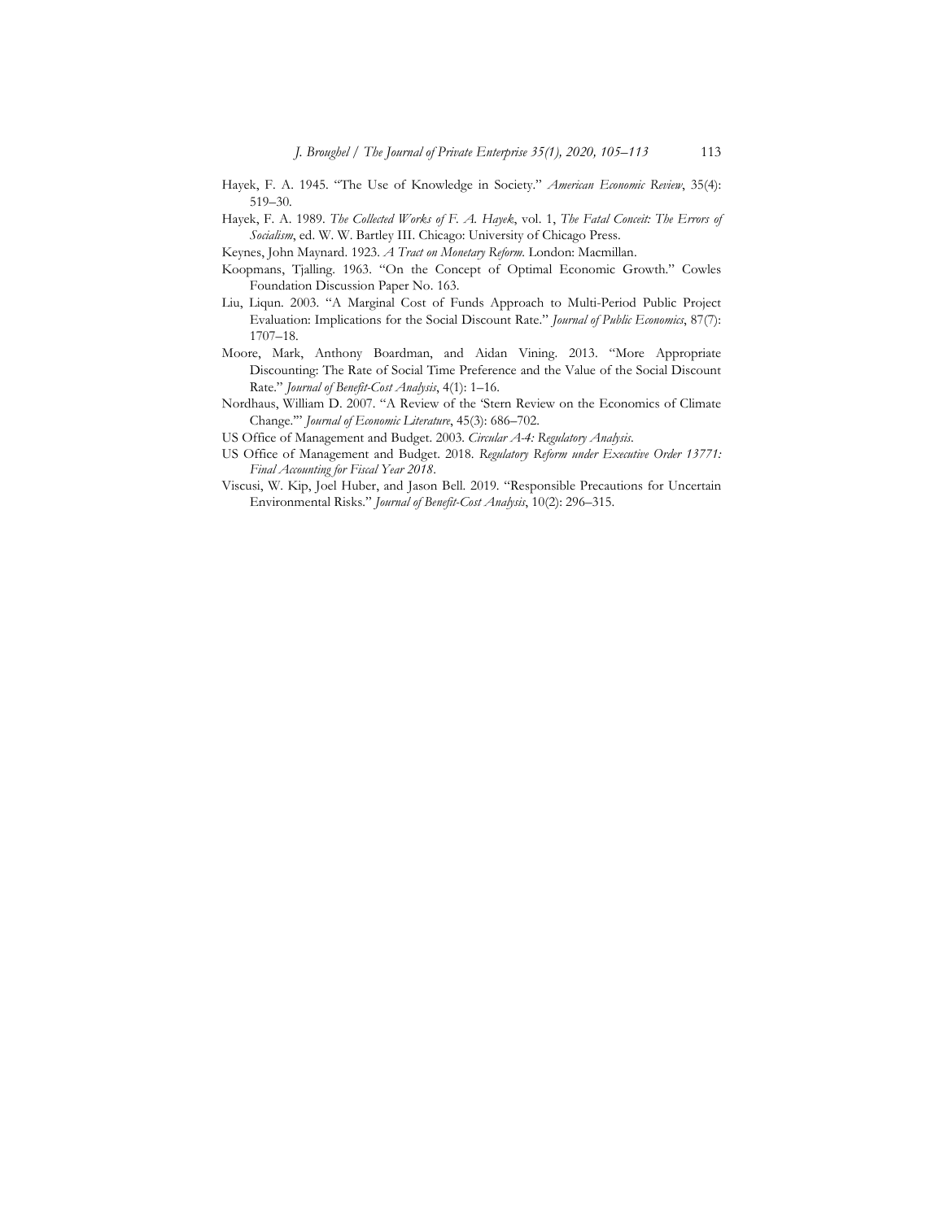Hayek, F. A. 1945. "The Use of Knowledge in Society." *American Economic Review*, 35(4): 519–30.

Hayek, F. A. 1989. *The Collected Works of F. A. Hayek*, vol. 1, *The Fatal Conceit: The Errors of Socialism*, ed. W. W. Bartley III. Chicago: University of Chicago Press.

Keynes, John Maynard. 1923. *A Tract on Monetary Reform.* London: Macmillan.

Koopmans, Tjalling. 1963. "On the Concept of Optimal Economic Growth." Cowles Foundation Discussion Paper No. 163.

Liu, Liqun. 2003. "A Marginal Cost of Funds Approach to Multi-Period Public Project Evaluation: Implications for the Social Discount Rate." *Journal of Public Economics*, 87(7): 1707–18.

Moore, Mark, Anthony Boardman, and Aidan Vining. 2013. "More Appropriate Discounting: The Rate of Social Time Preference and the Value of the Social Discount Rate." *Journal of Benefit-Cost Analysis*, 4(1): 1–16.

Nordhaus, William D. 2007. "A Review of the 'Stern Review on the Economics of Climate Change.'" *Journal of Economic Literature*, 45(3): 686–702.

US Office of Management and Budget. 2003. *Circular A-4: Regulatory Analysis*.

US Office of Management and Budget. 2018. *Regulatory Reform under Executive Order 13771: Final Accounting for Fiscal Year 2018*.

Viscusi, W. Kip, Joel Huber, and Jason Bell. 2019. "Responsible Precautions for Uncertain Environmental Risks." *Journal of Benefit-Cost Analysis*, 10(2): 296–315.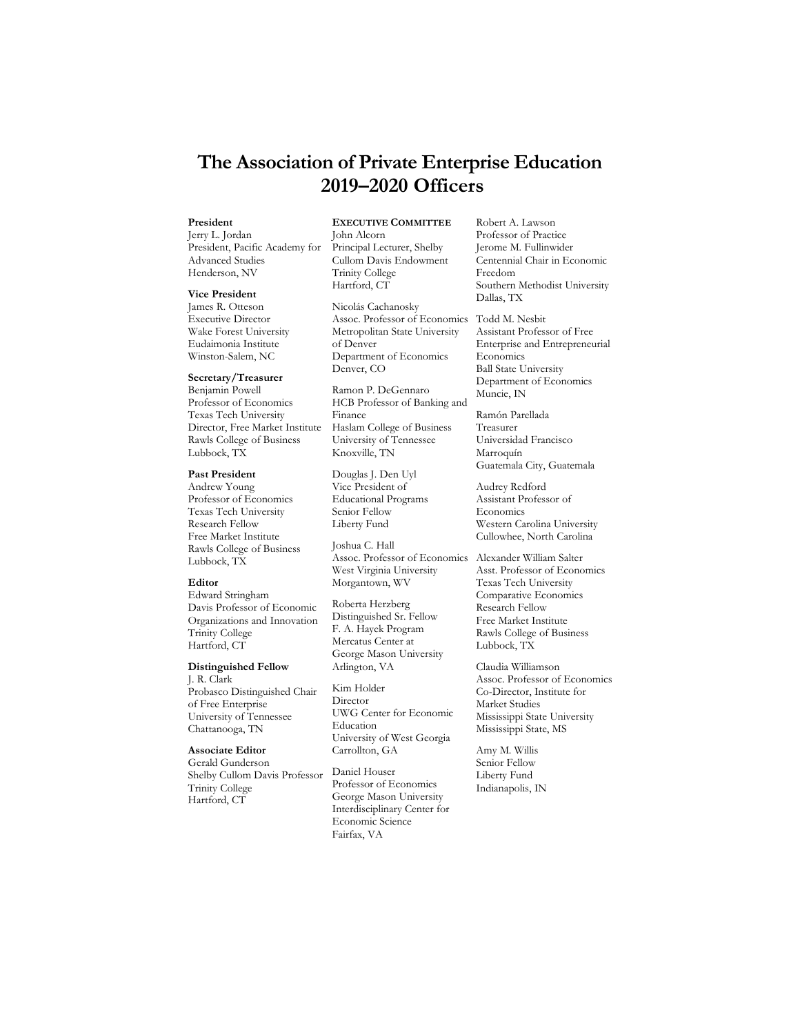# The Association of Private Enterprise Education 2019–2020 Officers

**President**
Jerry L. Jordan
President, Pacific Academy for Advanced Studies
Henderson, NV

**Vice President**
James R. Otteson
Executive Director
Wake Forest University
Eudaimonia Institute
Winston-Salem, NC

**Secretary/Treasurer**
Benjamin Powell
Professor of Economics
Texas Tech University
Director, Free Market Institute
Rawls College of Business
Lubbock, TX

**Past President**
Andrew Young
Professor of Economics
Texas Tech University
Research Fellow
Free Market Institute
Rawls College of Business
Lubbock, TX

**Editor**
Edward Stringham
Davis Professor of Economic Organizations and Innovation
Trinity College
Hartford, CT

**Distinguished Fellow**
J. R. Clark
Probasco Distinguished Chair of Free Enterprise
University of Tennessee
Chattanooga, TN

**Associate Editor**
Gerald Gunderson
Shelby Cullom Davis Professor
Trinity College
Hartford, CT

**EXECUTIVE COMMITTEE**

John Alcorn
Principal Lecturer, Shelby Cullom Davis Endowment
Trinity College
Hartford, CT

Nicolás Cachanosky
Assoc. Professor of Economics
Metropolitan State University of Denver
Department of Economics
Denver, CO

Ramon P. DeGennaro
HCB Professor of Banking and Finance
Haslam College of Business
University of Tennessee
Knoxville, TN

Douglas J. Den Uyl
Vice President of Educational Programs
Senior Fellow
Liberty Fund

Joshua C. Hall
Assoc. Professor of Economics
West Virginia University
Morgantown, WV

Roberta Herzberg
Distinguished Sr. Fellow
F. A. Hayek Program
Mercatus Center at George Mason University
Arlington, VA

Kim Holder
Director
UWG Center for Economic Education
University of West Georgia
Carrollton, GA

Daniel Houser
Professor of Economics
George Mason University
Interdisciplinary Center for Economic Science
Fairfax, VA

Robert A. Lawson
Professor of Practice
Jerome M. Fullinwider Centennial Chair in Economic Freedom
Southern Methodist University
Dallas, TX

Todd M. Nesbit
Assistant Professor of Free Enterprise and Entrepreneurial Economics
Ball State University
Department of Economics
Muncie, IN

Ramón Parellada
Treasurer
Universidad Francisco Marroquín
Guatemala City, Guatemala

Audrey Redford
Assistant Professor of Economics
Western Carolina University
Cullowhee, North Carolina

Alexander William Salter
Asst. Professor of Economics
Texas Tech University
Comparative Economics Research Fellow
Free Market Institute
Rawls College of Business
Lubbock, TX

Claudia Williamson
Assoc. Professor of Economics
Co-Director, Institute for Market Studies
Mississippi State University
Mississippi State, MS

Amy M. Willis
Senior Fellow
Liberty Fund
Indianapolis, IN